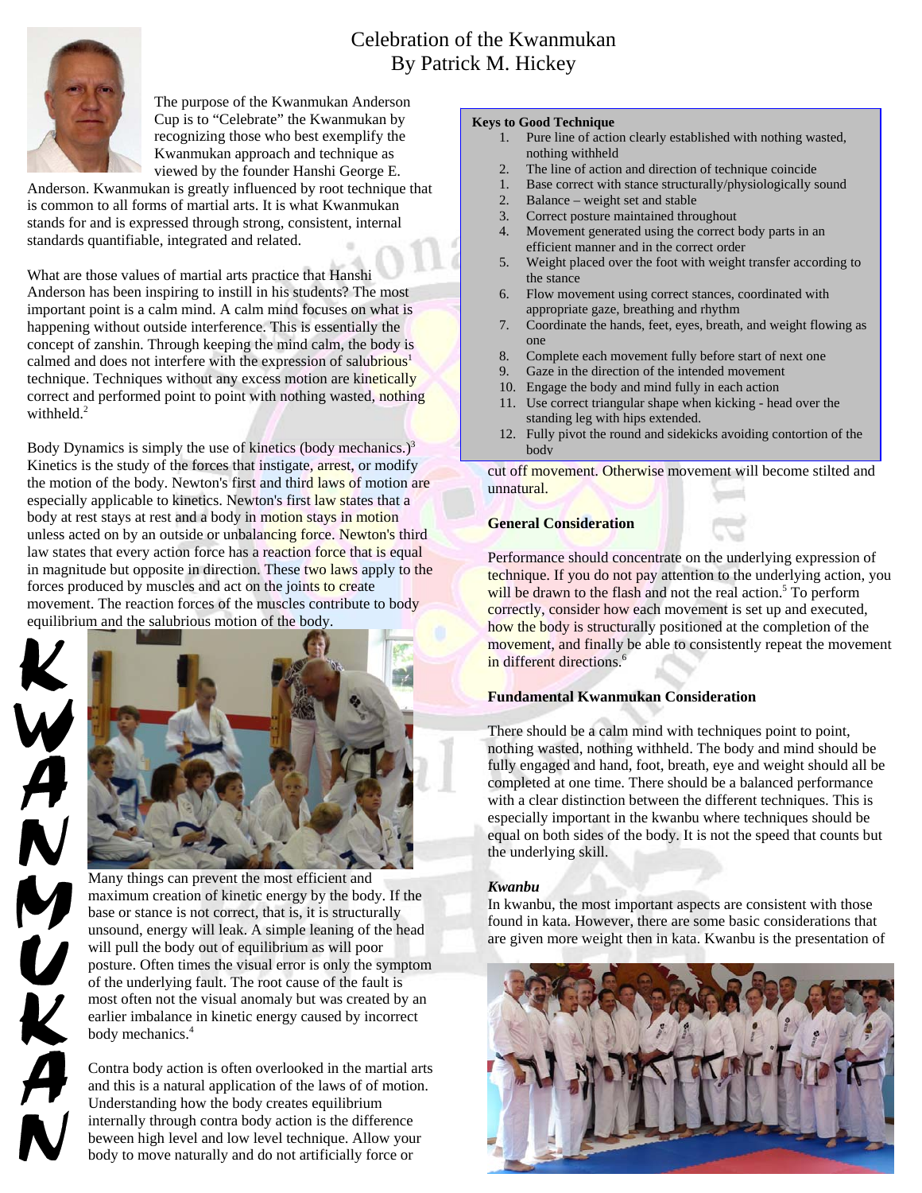# Celebration of the Kwanmukan
By Patrick M. Hickey

The purpose of the Kwanmukan Anderson Cup is to "Celebrate" the Kwanmukan by recognizing those who best exemplify the Kwanmukan approach and technique as viewed by the founder Hanshi George E. Anderson. Kwanmukan is greatly influenced by root technique that is common to all forms of martial arts. It is what Kwanmukan stands for and is expressed through strong, consistent, internal standards quantifiable, integrated and related.

What are those values of martial arts practice that Hanshi Anderson has been inspiring to instill in his students? The most important point is a calm mind. A calm mind focuses on what is happening without outside interference. This is essentially the concept of zanshin. Through keeping the mind calm, the body is calmed and does not interfere with the expression of salubrious[1] technique. Techniques without any excess motion are kinetically correct and performed point to point with nothing wasted, nothing withheld.[2]

Body Dynamics is simply the use of kinetics (body mechanics.)[3] Kinetics is the study of the forces that instigate, arrest, or modify the motion of the body. Newton's first and third laws of motion are especially applicable to kinetics. Newton's first law states that a body at rest stays at rest and a body in motion stays in motion unless acted on by an outside or unbalancing force. Newton's third law states that every action force has a reaction force that is equal in magnitude but opposite in direction. These two laws apply to the forces produced by muscles and act on the joints to create movement. The reaction forces of the muscles contribute to body equilibrium and the salubrious motion of the body.

Many things can prevent the most efficient and maximum creation of kinetic energy by the body. If the base or stance is not correct, that is, it is structurally unsound, energy will leak. A simple leaning of the head will pull the body out of equilibrium as will poor posture. Often times the visual error is only the symptom of the underlying fault. The root cause of the fault is most often not the visual anomaly but was created by an earlier imbalance in kinetic energy caused by incorrect body mechanics.[4]

Contra body action is often overlooked in the martial arts and this is a natural application of the laws of of motion. Understanding how the body creates equilibrium internally through contra body action is the difference beween high level and low level technique. Allow your body to move naturally and do not artificially force or cut off movement. Otherwise movement will become stilted and unnatural.

**Keys to Good Technique**

1. Pure line of action clearly established with nothing wasted, nothing withheld
2. The line of action and direction of technique coincide
1. Base correct with stance structurally/physiologically sound
2. Balance – weight set and stable
3. Correct posture maintained throughout
4. Movement generated using the correct body parts in an efficient manner and in the correct order
5. Weight placed over the foot with weight transfer according to the stance
6. Flow movement using correct stances, coordinated with appropriate gaze, breathing and rhythm
7. Coordinate the hands, feet, eyes, breath, and weight flowing as one
8. Complete each movement fully before start of next one
9. Gaze in the direction of the intended movement
10. Engage the body and mind fully in each action
11. Use correct triangular shape when kicking - head over the standing leg with hips extended.
12. Fully pivot the round and sidekicks avoiding contortion of the body

**General Consideration**

Performance should concentrate on the underlying expression of technique. If you do not pay attention to the underlying action, you will be drawn to the flash and not the real action.[5] To perform correctly, consider how each movement is set up and executed, how the body is structurally positioned at the completion of the movement, and finally be able to consistently repeat the movement in different directions.[6]

**Fundamental Kwanmukan Consideration**

There should be a calm mind with techniques point to point, nothing wasted, nothing withheld. The body and mind should be fully engaged and hand, foot, breath, eye and weight should all be completed at one time. There should be a balanced performance with a clear distinction between the different techniques. This is especially important in the kwanbu where techniques should be equal on both sides of the body. It is not the speed that counts but the underlying skill.

***Kwanbu***

In kwanbu, the most important aspects are consistent with those found in kata. However, there are some basic considerations that are given more weight then in kata. Kwanbu is the presentation of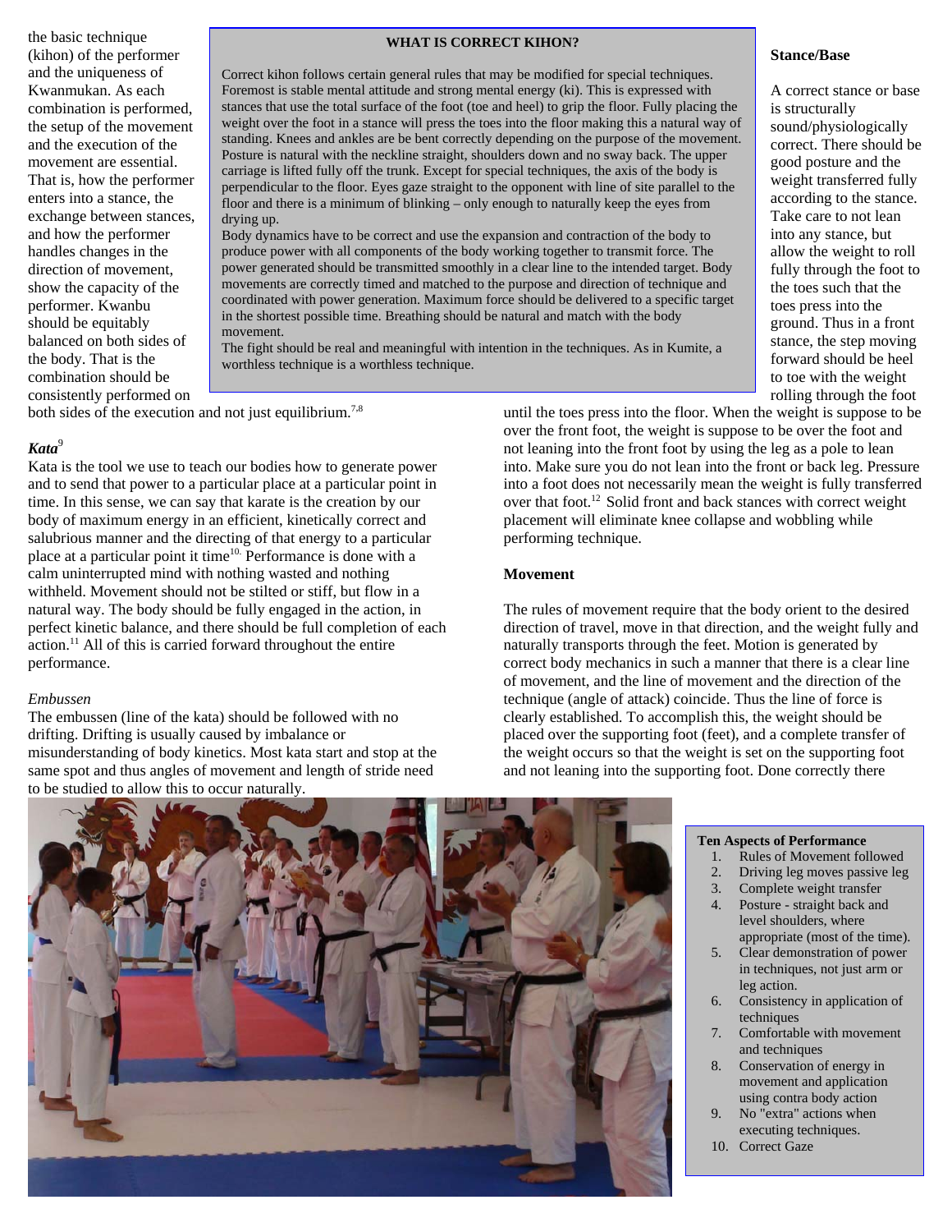the basic technique (kihon) of the performer and the uniqueness of Kwanmukan. As each combination is performed, the setup of the movement and the execution of the movement are essential. That is, how the performer enters into a stance, the exchange between stances, and how the performer handles changes in the direction of movement, show the capacity of the performer. Kwanbu should be equitably balanced on both sides of the body. That is the combination should be consistently performed on both sides of the execution and not just equilibrium.[7,8]

> **WHAT IS CORRECT KIHON?**
>
> Correct kihon follows certain general rules that may be modified for special techniques. Foremost is stable mental attitude and strong mental energy (ki). This is expressed with stances that use the total surface of the foot (toe and heel) to grip the floor. Fully placing the weight over the foot in a stance will press the toes into the floor making this a natural way of standing. Knees and ankles are be bent correctly depending on the purpose of the movement. Posture is natural with the neckline straight, shoulders down and no sway back. The upper carriage is lifted fully off the trunk. Except for special techniques, the axis of the body is perpendicular to the floor. Eyes gaze straight to the opponent with line of site parallel to the floor and there is a minimum of blinking – only enough to naturally keep the eyes from drying up.
>
> Body dynamics have to be correct and use the expansion and contraction of the body to produce power with all components of the body working together to transmit force. The power generated should be transmitted smoothly in a clear line to the intended target. Body movements are correctly timed and matched to the purpose and direction of technique and coordinated with power generation. Maximum force should be delivered to a specific target in the shortest possible time. Breathing should be natural and match with the body movement.
>
> The fight should be real and meaningful with intention in the techniques. As in Kumite, a worthless technique is a worthless technique.

## *Kata*[9]

Kata is the tool we use to teach our bodies how to generate power and to send that power to a particular place at a particular point in time. In this sense, we can say that karate is the creation by our body of maximum energy in an efficient, kinetically correct and salubrious manner and the directing of that energy to a particular place at a particular point it time[10]. Performance is done with a calm uninterrupted mind with nothing wasted and nothing withheld. Movement should not be stilted or stiff, but flow in a natural way. The body should be fully engaged in the action, in perfect kinetic balance, and there should be full completion of each action.[11] All of this is carried forward throughout the entire performance.

*Embussen*

The embussen (line of the kata) should be followed with no drifting. Drifting is usually caused by imbalance or misunderstanding of body kinetics. Most kata start and stop at the same spot and thus angles of movement and length of stride need to be studied to allow this to occur naturally.

**Stance/Base**

A correct stance or base is structurally sound/physiologically correct. There should be good posture and the weight transferred fully according to the stance. Take care to not lean into any stance, but allow the weight to roll fully through the foot to the toes such that the toes press into the ground. Thus in a front stance, the step moving forward should be heel to toe with the weight rolling through the foot until the toes press into the floor. When the weight is suppose to be over the front foot, the weight is suppose to be over the foot and not leaning into the front foot by using the leg as a pole to lean into. Make sure you do not lean into the front or back leg. Pressure into a foot does not necessarily mean the weight is fully transferred over that foot.[12] Solid front and back stances with correct weight placement will eliminate knee collapse and wobbling while performing technique.

**Movement**

The rules of movement require that the body orient to the desired direction of travel, move in that direction, and the weight fully and naturally transports through the feet. Motion is generated by correct body mechanics in such a manner that there is a clear line of movement, and the line of movement and the direction of the technique (angle of attack) coincide. Thus the line of force is clearly established. To accomplish this, the weight should be placed over the supporting foot (feet), and a complete transfer of the weight occurs so that the weight is set on the supporting foot and not leaning into the supporting foot. Done correctly there

> **Ten Aspects of Performance**
>
> 1. Rules of Movement followed
> 2. Driving leg moves passive leg
> 3. Complete weight transfer
> 4. Posture - straight back and level shoulders, where appropriate (most of the time).
> 5. Clear demonstration of power in techniques, not just arm or leg action.
> 6. Consistency in application of techniques
> 7. Comfortable with movement and techniques
> 8. Conservation of energy in movement and application using contra body action
> 9. No "extra" actions when executing techniques.
> 10. Correct Gaze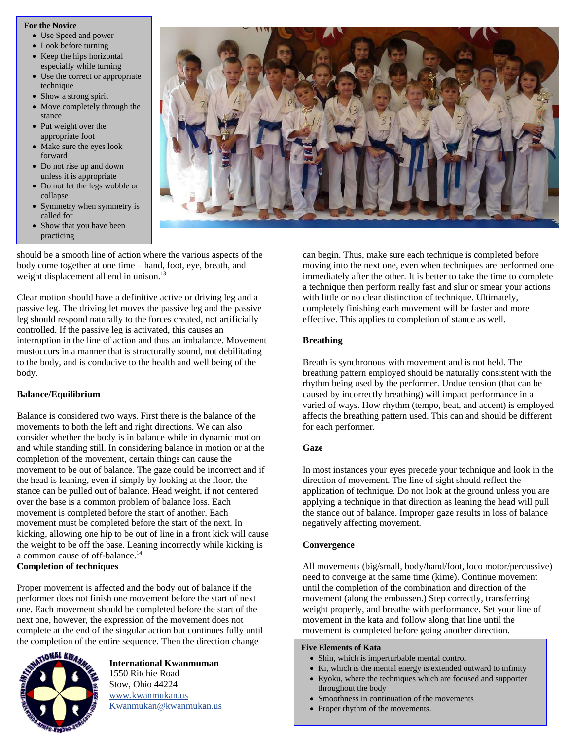**For the Novice**

- Use Speed and power
- Look before turning
- Keep the hips horizontal especially while turning
- Use the correct or appropriate technique
- Show a strong spirit
- Move completely through the stance
- Put weight over the appropriate foot
- Make sure the eyes look forward
- Do not rise up and down unless it is appropriate
- Do not let the legs wobble or collapse
- Symmetry when symmetry is called for
- Show that you have been practicing

should be a smooth line of action where the various aspects of the body come together at one time – hand, foot, eye, breath, and weight displacement all end in unison.[13]

Clear motion should have a definitive active or driving leg and a passive leg. The driving let moves the passive leg and the passive leg should respond naturally to the forces created, not artificially controlled. If the passive leg is activated, this causes an interruption in the line of action and thus an imbalance. Movement mustoccurs in a manner that is structurally sound, not debilitating to the body, and is conducive to the health and well being of the body.

**Balance/Equilibrium**

Balance is considered two ways. First there is the balance of the movements to both the left and right directions. We can also consider whether the body is in balance while in dynamic motion and while standing still. In considering balance in motion or at the completion of the movement, certain things can cause the movement to be out of balance. The gaze could be incorrect and if the head is leaning, even if simply by looking at the floor, the stance can be pulled out of balance. Head weight, if not centered over the base is a common problem of balance loss. Each movement is completed before the start of another. Each movement must be completed before the start of the next. In kicking, allowing one hip to be out of line in a front kick will cause the weight to be off the base. Leaning incorrectly while kicking is a common cause of off-balance.[14]

**Completion of techniques**

Proper movement is affected and the body out of balance if the performer does not finish one movement before the start of next one. Each movement should be completed before the start of the next one, however, the expression of the movement does not complete at the end of the singular action but continues fully until the completion of the entire sequence. Then the direction change can begin. Thus, make sure each technique is completed before moving into the next one, even when techniques are performed one immediately after the other. It is better to take the time to complete a technique then perform really fast and slur or smear your actions with little or no clear distinction of technique. Ultimately, completely finishing each movement will be faster and more effective. This applies to completion of stance as well.

**Breathing**

Breath is synchronous with movement and is not held. The breathing pattern employed should be naturally consistent with the rhythm being used by the performer. Undue tension (that can be caused by incorrectly breathing) will impact performance in a varied of ways. How rhythm (tempo, beat, and accent) is employed affects the breathing pattern used. This can and should be different for each performer.

**Gaze**

In most instances your eyes precede your technique and look in the direction of movement. The line of sight should reflect the application of technique. Do not look at the ground unless you are applying a technique in that direction as leaning the head will pull the stance out of balance. Improper gaze results in loss of balance negatively affecting movement.

**Convergence**

All movements (big/small, body/hand/foot, loco motor/percussive) need to converge at the same time (kime). Continue movement until the completion of the combination and direction of the movement (along the embussen.) Step correctly, transferring weight properly, and breathe with performance. Set your line of movement in the kata and follow along that line until the movement is completed before going another direction.

**Five Elements of Kata**

- Shin, which is imperturbable mental control
- Ki, which is the mental energy is extended outward to infinity
- Ryoku, where the techniques which are focused and supporter throughout the body
- Smoothness in continuation of the movements
- Proper rhythm of the movements.

**International Kwanmuman**
1550 Ritchie Road
Stow, Ohio 44224
www.kwanmukan.us
Kwanmukan@kwanmukan.us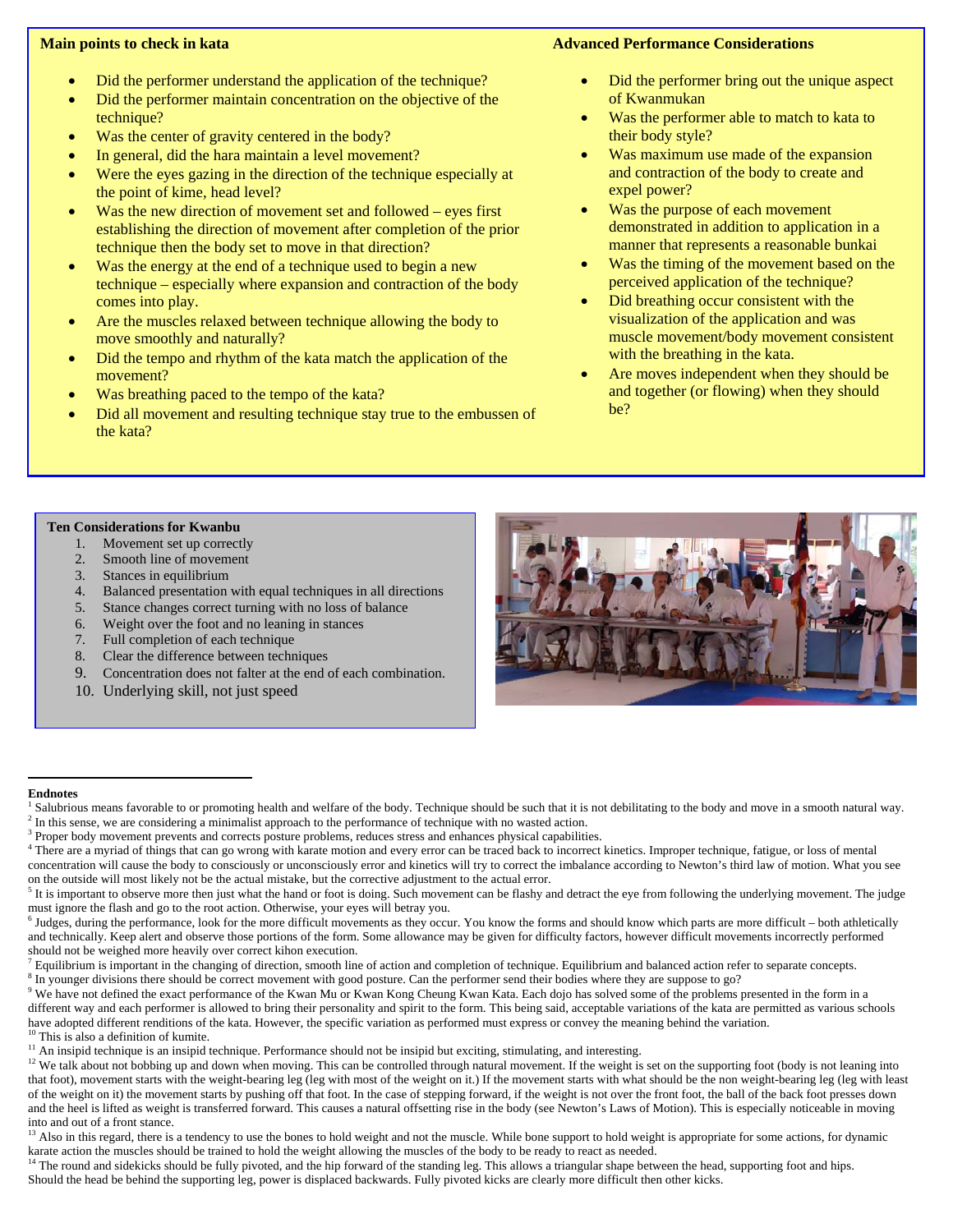### Main points to check in kata

- Did the performer understand the application of the technique?
- Did the performer maintain concentration on the objective of the technique?
- Was the center of gravity centered in the body?
- In general, did the hara maintain a level movement?
- Were the eyes gazing in the direction of the technique especially at the point of kime, head level?
- Was the new direction of movement set and followed – eyes first establishing the direction of movement after completion of the prior technique then the body set to move in that direction?
- Was the energy at the end of a technique used to begin a new technique – especially where expansion and contraction of the body comes into play.
- Are the muscles relaxed between technique allowing the body to move smoothly and naturally?
- Did the tempo and rhythm of the kata match the application of the movement?
- Was breathing paced to the tempo of the kata?
- Did all movement and resulting technique stay true to the embussen of the kata?

### Advanced Performance Considerations

- Did the performer bring out the unique aspect of Kwanmukan
- Was the performer able to match to kata to their body style?
- Was maximum use made of the expansion and contraction of the body to create and expel power?
- Was the purpose of each movement demonstrated in addition to application in a manner that represents a reasonable bunkai
- Was the timing of the movement based on the perceived application of the technique?
- Did breathing occur consistent with the visualization of the application and was muscle movement/body movement consistent with the breathing in the kata.
- Are moves independent when they should be and together (or flowing) when they should be?

### Ten Considerations for Kwanbu

1. Movement set up correctly
2. Smooth line of movement
3. Stances in equilibrium
4. Balanced presentation with equal techniques in all directions
5. Stance changes correct turning with no loss of balance
6. Weight over the foot and no leaning in stances
7. Full completion of each technique
8. Clear the difference between techniques
9. Concentration does not falter at the end of each combination.
10. Underlying skill, not just speed

---

**Endnotes**

[1] Salubrious means favorable to or promoting health and welfare of the body. Technique should be such that it is not debilitating to the body and move in a smooth natural way.

[2] In this sense, we are considering a minimalist approach to the performance of technique with no wasted action.

[3] Proper body movement prevents and corrects posture problems, reduces stress and enhances physical capabilities.

[4] There are a myriad of things that can go wrong with karate motion and every error can be traced back to incorrect kinetics. Improper technique, fatigue, or loss of mental concentration will cause the body to consciously or unconsciously error and kinetics will try to correct the imbalance according to Newton's third law of motion. What you see on the outside will most likely not be the actual mistake, but the corrective adjustment to the actual error.

[5] It is important to observe more then just what the hand or foot is doing. Such movement can be flashy and detract the eye from following the underlying movement. The judge must ignore the flash and go to the root action. Otherwise, your eyes will betray you.

[6] Judges, during the performance, look for the more difficult movements as they occur. You know the forms and should know which parts are more difficult – both athletically and technically. Keep alert and observe those portions of the form. Some allowance may be given for difficulty factors, however difficult movements incorrectly performed should not be weighed more heavily over correct kihon execution.

[7] Equilibrium is important in the changing of direction, smooth line of action and completion of technique. Equilibrium and balanced action refer to separate concepts.

[8] In younger divisions there should be correct movement with good posture. Can the performer send their bodies where they are suppose to go?

[9] We have not defined the exact performance of the Kwan Mu or Kwan Kong Cheung Kwan Kata. Each dojo has solved some of the problems presented in the form in a different way and each performer is allowed to bring their personality and spirit to the form. This being said, acceptable variations of the kata are permitted as various schools have adopted different renditions of the kata. However, the specific variation as performed must express or convey the meaning behind the variation.

[10] This is also a definition of kumite.

[11] An insipid technique is an insipid technique. Performance should not be insipid but exciting, stimulating, and interesting.

[12] We talk about not bobbing up and down when moving. This can be controlled through natural movement. If the weight is set on the supporting foot (body is not leaning into that foot), movement starts with the weight-bearing leg (leg with most of the weight on it.) If the movement starts with what should be the non weight-bearing leg (leg with least of the weight on it) the movement starts by pushing off that foot. In the case of stepping forward, if the weight is not over the front foot, the ball of the back foot presses down and the heel is lifted as weight is transferred forward. This causes a natural offsetting rise in the body (see Newton's Laws of Motion). This is especially noticeable in moving into and out of a front stance.

[13] Also in this regard, there is a tendency to use the bones to hold weight and not the muscle. While bone support to hold weight is appropriate for some actions, for dynamic karate action the muscles should be trained to hold the weight allowing the muscles of the body to be ready to react as needed.

[14] The round and sidekicks should be fully pivoted, and the hip forward of the standing leg. This allows a triangular shape between the head, supporting foot and hips. Should the head be behind the supporting leg, power is displaced backwards. Fully pivoted kicks are clearly more difficult then other kicks.